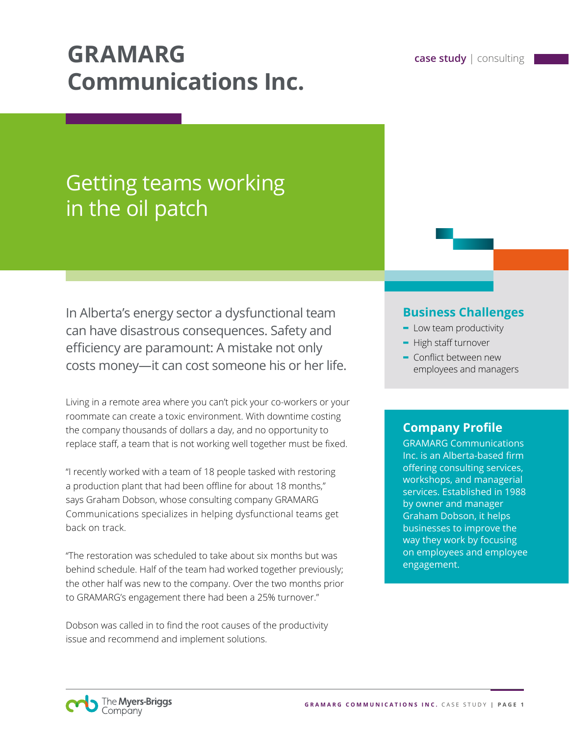# GRAMARG Communications Inc.

**case study** | consulting

## Getting teams working in the oil patch

In Alberta's energy sector a dysfunctional team can have disastrous consequences. Safety and efficiency are paramount: A mistake not only costs money—it can cost someone his or her life.

Living in a remote area where you can't pick your co-workers or your roommate can create a toxic environment. With downtime costing the company thousands of dollars a day, and no opportunity to replace staff, a team that is not working well together must be fixed.

"I recently worked with a team of 18 people tasked with restoring a production plant that had been offline for about 18 months," says Graham Dobson, whose consulting company GRAMARG Communications specializes in helping dysfunctional teams get back on track.

"The restoration was scheduled to take about six months but was behind schedule. Half of the team had worked together previously; the other half was new to the company. Over the two months prior to GRAMARG's engagement there had been a 25% turnover."

Dobson was called in to find the root causes of the productivity issue and recommend and implement solutions.

### Business Challenges

- Low team productivity
- High staff turnover
- Conflict between new employees and managers

### Company Profile

GRAMARG Communications Inc. is an Alberta-based firm offering consulting services, workshops, and managerial services. Established in 1988 by owner and manager Graham Dobson, it helps businesses to improve the way they work by focusing on employees and employee engagement.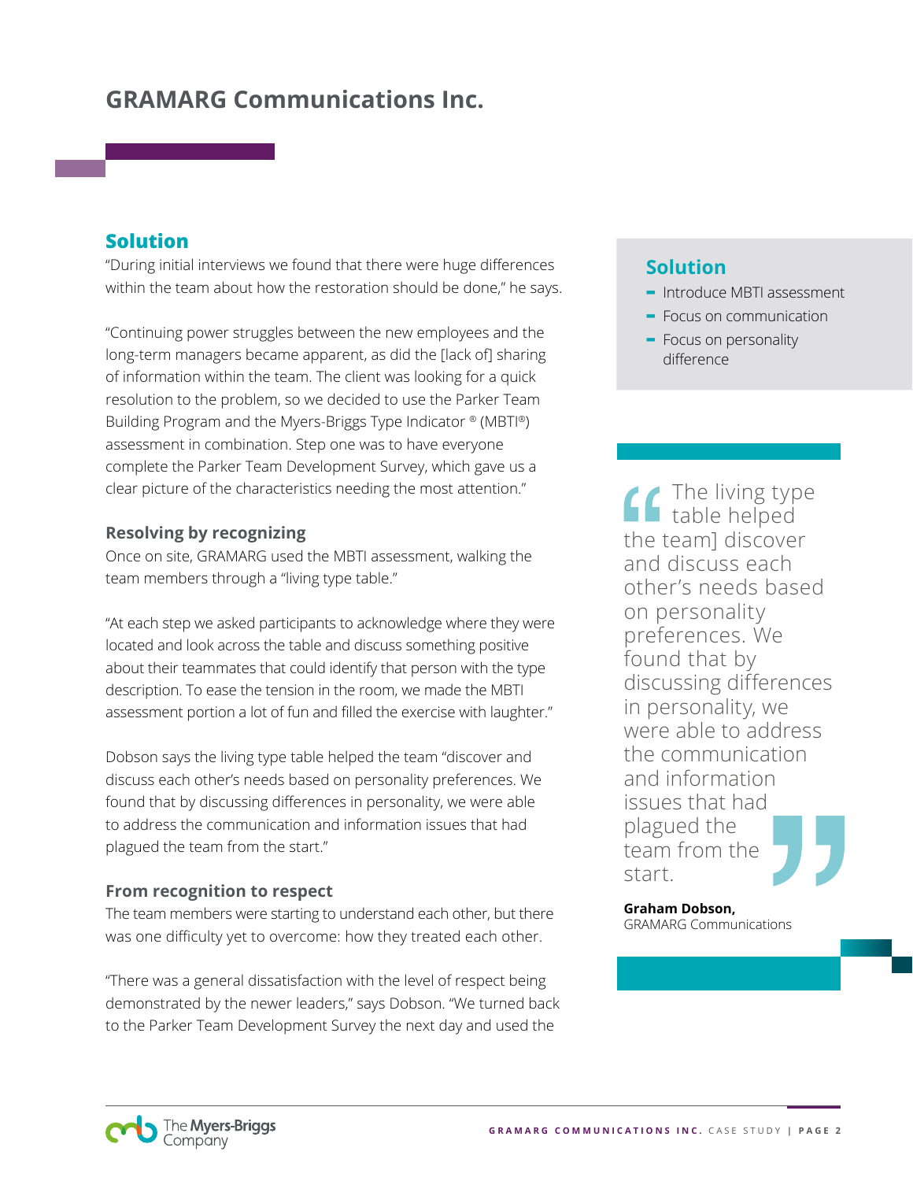# GRAMARG Communications Inc.

## Solution

"During initial interviews we found that there were huge differences within the team about how the restoration should be done," he says.

"Continuing power struggles between the new employees and the long-term managers became apparent, as did the [lack of] sharing of information within the team. The client was looking for a quick resolution to the problem, so we decided to use the Parker Team Building Program and the Myers-Briggs Type Indicator ® (MBTI®) assessment in combination. Step one was to have everyone complete the Parker Team Development Survey, which gave us a clear picture of the characteristics needing the most attention."

### Resolving by recognizing

Once on site, GRAMARG used the MBTI assessment, walking the team members through a "living type table."

"At each step we asked participants to acknowledge where they were located and look across the table and discuss something positive about their teammates that could identify that person with the type description. To ease the tension in the room, we made the MBTI assessment portion a lot of fun and filled the exercise with laughter."

Dobson says the living type table helped the team "discover and discuss each other's needs based on personality preferences. We found that by discussing differences in personality, we were able to address the communication and information issues that had plagued the team from the start."

### From recognition to respect

The team members were starting to understand each other, but there was one difficulty yet to overcome: how they treated each other.

"There was a general dissatisfaction with the level of respect being demonstrated by the newer leaders," says Dobson. "We turned back to the Parker Team Development Survey the next day and used the

## Solution

- Introduce MBTI assessment
- Focus on communication
- Focus on personality difference

> "The living type table helped the team] discover and discuss each other's needs based on personality preferences. We found that by discussing differences in personality, we were able to address the communication and information issues that had plagued the team from the start."
>
> **Graham Dobson,**
> GRAMARG Communications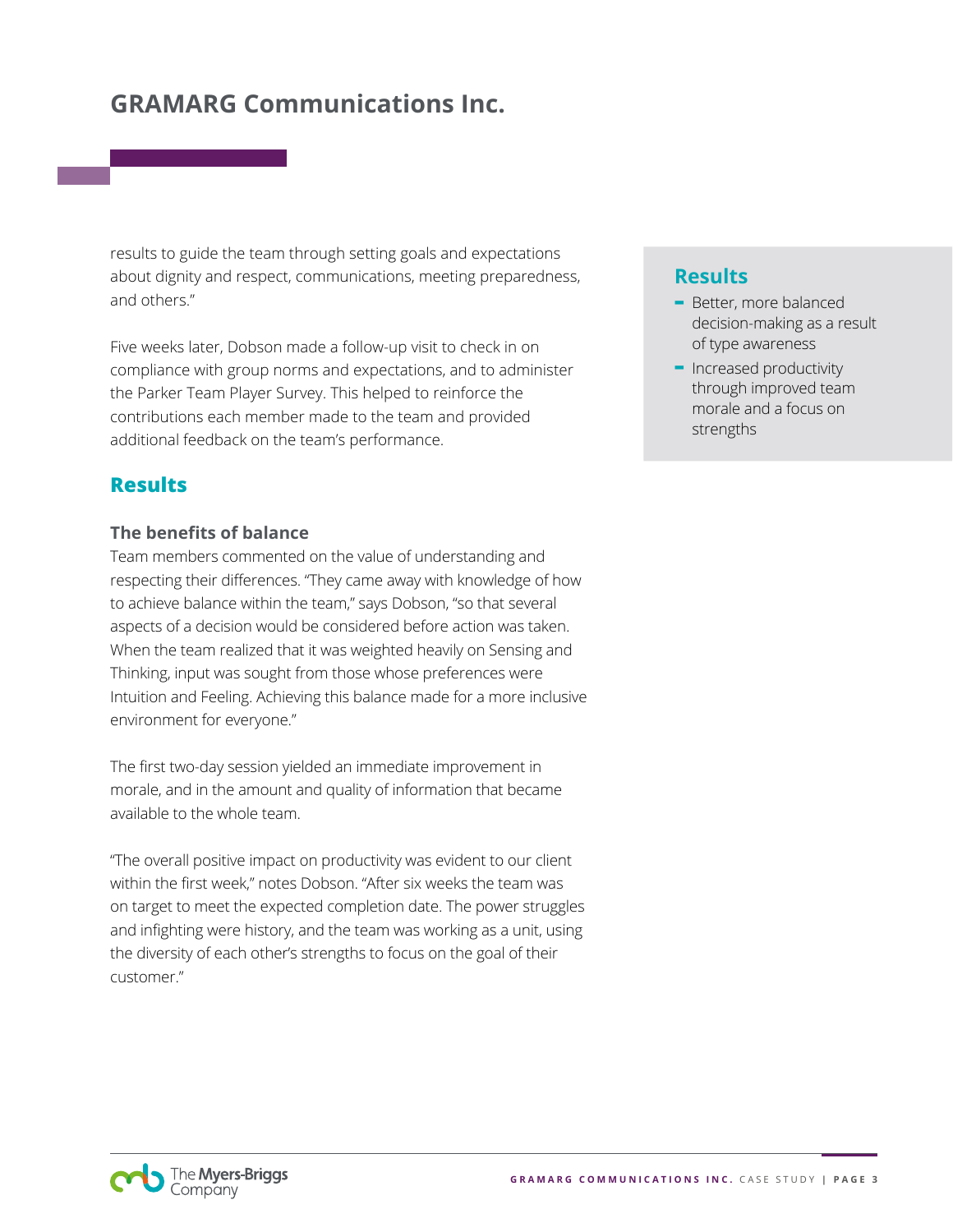results to guide the team through setting goals and expectations about dignity and respect, communications, meeting preparedness, and others."

Five weeks later, Dobson made a follow-up visit to check in on compliance with group norms and expectations, and to administer the Parker Team Player Survey. This helped to reinforce the contributions each member made to the team and provided additional feedback on the team's performance.

## Results

### The benefits of balance

Team members commented on the value of understanding and respecting their differences. "They came away with knowledge of how to achieve balance within the team," says Dobson, "so that several aspects of a decision would be considered before action was taken. When the team realized that it was weighted heavily on Sensing and Thinking, input was sought from those whose preferences were Intuition and Feeling. Achieving this balance made for a more inclusive environment for everyone."

The first two-day session yielded an immediate improvement in morale, and in the amount and quality of information that became available to the whole team.

"The overall positive impact on productivity was evident to our client within the first week," notes Dobson. "After six weeks the team was on target to meet the expected completion date. The power struggles and infighting were history, and the team was working as a unit, using the diversity of each other's strengths to focus on the goal of their customer."

## Results

- Better, more balanced decision-making as a result of type awareness
- Increased productivity through improved team morale and a focus on strengths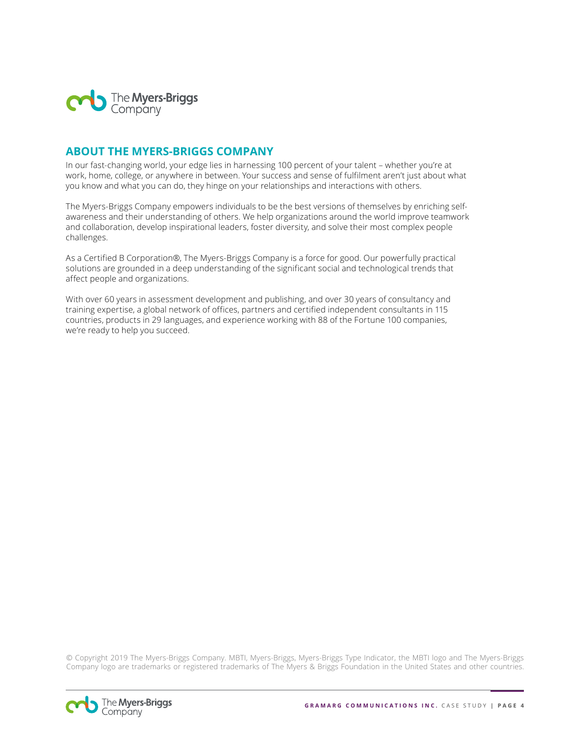## ABOUT THE MYERS-BRIGGS COMPANY

In our fast-changing world, your edge lies in harnessing 100 percent of your talent – whether you're at work, home, college, or anywhere in between. Your success and sense of fulfilment aren't just about what you know and what you can do, they hinge on your relationships and interactions with others.

The Myers-Briggs Company empowers individuals to be the best versions of themselves by enriching self-awareness and their understanding of others. We help organizations around the world improve teamwork and collaboration, develop inspirational leaders, foster diversity, and solve their most complex people challenges.

As a Certified B Corporation®, The Myers-Briggs Company is a force for good. Our powerfully practical solutions are grounded in a deep understanding of the significant social and technological trends that affect people and organizations.

With over 60 years in assessment development and publishing, and over 30 years of consultancy and training expertise, a global network of offices, partners and certified independent consultants in 115 countries, products in 29 languages, and experience working with 88 of the Fortune 100 companies, we're ready to help you succeed.

© Copyright 2019 The Myers-Briggs Company. MBTI, Myers-Briggs, Myers-Briggs Type Indicator, the MBTI logo and The Myers-Briggs Company logo are trademarks or registered trademarks of The Myers & Briggs Foundation in the United States and other countries.